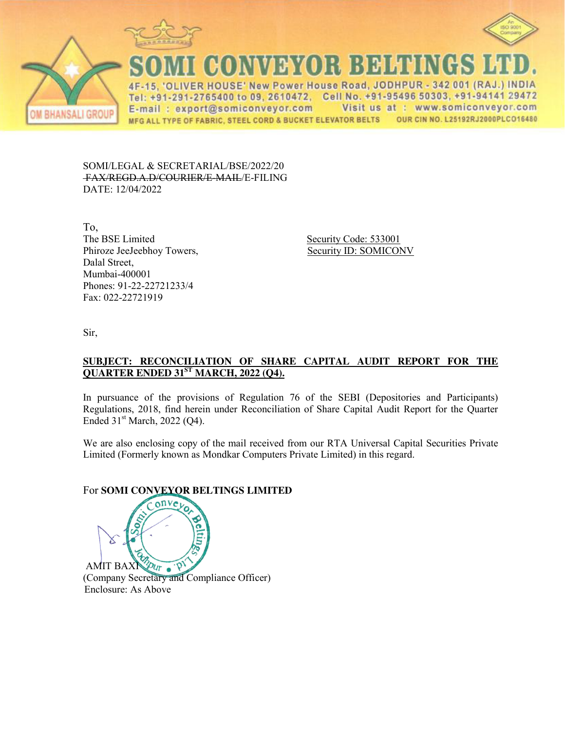# SOMI CONVEYOR BELTINGS LTD.

4F-15, 'OLIVER HOUSE' New Power House Road, JODHPUR - 342 001 (RAJ.) INDIA
Tel: +91-291-2765400 to 09, 2610472, Cell No. +91-95496 50303, +91-94141 29472
E-mail : export@somiconveyor.com Visit us at : www.somiconveyor.com
MFG ALL TYPE OF FABRIC, STEEL CORD & BUCKET ELEVATOR BELTS OUR CIN NO. L25192RJ2000PLCO16480

OM BHANSALI GROUP

SOMI/LEGAL & SECRETARIAL/BSE/2022/20
~~FAX/REGD.A.D/COURIER/E-MAIL~~/E-FILING
DATE: 12/04/2022

To,
The BSE Limited
Phiroze JeeJeebhoy Towers,
Dalal Street,
Mumbai-400001
Phones: 91-22-22721233/4
Fax: 022-22721919

Security Code: 533001
Security ID: SOMICONV

Sir,

**SUBJECT: RECONCILIATION OF SHARE CAPITAL AUDIT REPORT FOR THE QUARTER ENDED 31ST MARCH, 2022 (Q4).**

In pursuance of the provisions of Regulation 76 of the SEBI (Depositories and Participants) Regulations, 2018, find herein under Reconciliation of Share Capital Audit Report for the Quarter Ended 31st March, 2022 (Q4).

We are also enclosing copy of the mail received from our RTA Universal Capital Securities Private Limited (Formerly known as Mondkar Computers Private Limited) in this regard.

For **SOMI CONVEYOR BELTINGS LIMITED**

AMIT BAXI
(Company Secretary and Compliance Officer)
Enclosure: As Above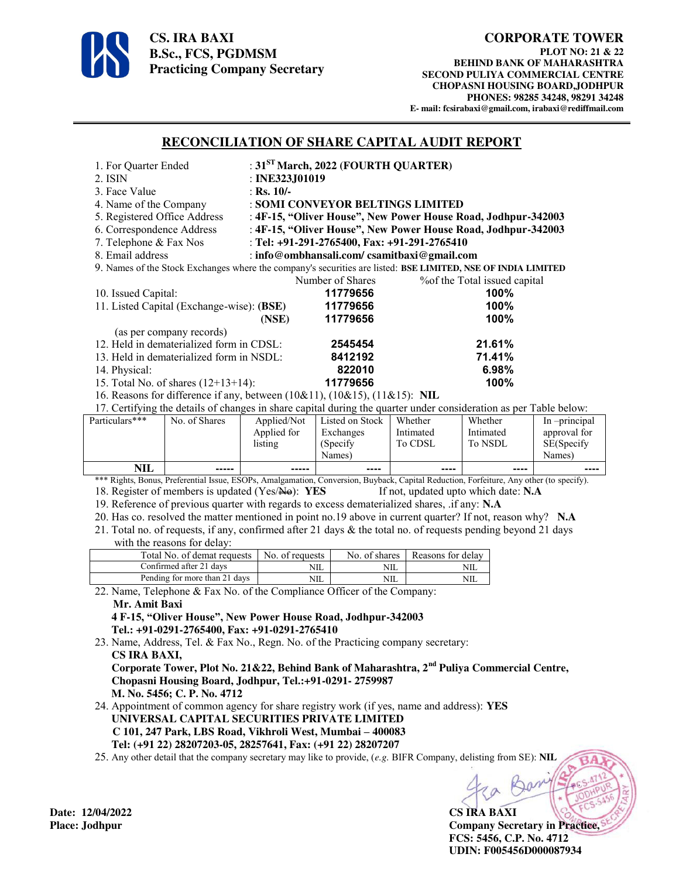**CS. IRA BAXI**
**B.Sc., FCS, PGDMSM**
**Practicing Company Secretary**

**CORPORATE TOWER**
**PLOT NO: 21 & 22**
**BEHIND BANK OF MAHARASHTRA**
**SECOND PULIYA COMMERCIAL CENTRE**
**CHOPASNI HOUSING BOARD,JODHPUR**
**PHONES: 98285 34248, 98291 34248**
**E- mail: fcsirabaxi@gmail.com, irabaxi@rediffmail.com**

# RECONCILIATION OF SHARE CAPITAL AUDIT REPORT

1. For Quarter Ended : **31ST March, 2022 (FOURTH QUARTER)**
2. ISIN : **INE323J01019**
3. Face Value : **Rs. 10/-**
4. Name of the Company : **SOMI CONVEYOR BELTINGS LIMITED**
5. Registered Office Address : **4F-15, "Oliver House", New Power House Road, Jodhpur-342003**
6. Correspondence Address : **4F-15, "Oliver House", New Power House Road, Jodhpur-342003**
7. Telephone & Fax Nos : **Tel: +91-291-2765400, Fax: +91-291-2765410**
8. Email address : **info@ombhansali.com/ csamitbaxi@gmail.com**
9. Names of the Stock Exchanges where the company's securities are listed: **BSE LIMITED, NSE OF INDIA LIMITED**

| | Number of Shares | %of the Total issued capital |
|---|---|---|
| 10. Issued Capital: | **11779656** | **100%** |
| 11. Listed Capital (Exchange-wise): **(BSE)** | **11779656** | **100%** |
| **(NSE)** | **11779656** | **100%** |
| (as per company records) | | |
| 12. Held in dematerialized form in CDSL: | **2545454** | **21.61%** |
| 13. Held in dematerialized form in NSDL: | **8412192** | **71.41%** |
| 14. Physical: | **822010** | **6.98%** |
| 15. Total No. of shares (12+13+14): | **11779656** | **100%** |

16. Reasons for difference if any, between (10&11), (10&15), (11&15): **NIL**
17. Certifying the details of changes in share capital during the quarter under consideration as per Table below:

| Particulars*** | No. of Shares | Applied/Not Applied for listing | Listed on Stock Exchanges (Specify Names) | Whether Intimated To CDSL | Whether Intimated To NSDL | In –principal approval for SE(Specify Names) |
|---|---|---|---|---|---|---|
| **NIL** | ----- | ----- | ---- | ---- | ---- | ---- |

*** Rights, Bonus, Preferential Issue, ESOPs, Amalgamation, Conversion, Buyback, Capital Reduction, Forfeiture, Any other (to specify).

18. Register of members is updated (Yes/~~No~~): **YES** If not, updated upto which date: **N.A**
19. Reference of previous quarter with regards to excess dematerialized shares, .if any: **N.A**
20. Has co. resolved the matter mentioned in point no.19 above in current quarter? If not, reason why? **N.A**
21. Total no. of requests, if any, confirmed after 21 days & the total no. of requests pending beyond 21 days with the reasons for delay:

| Total No. of demat requests | No. of requests | No. of shares | Reasons for delay |
|---|---|---|---|
| Confirmed after 21 days | NIL | NIL | NIL |
| Pending for more than 21 days | NIL | NIL | NIL |

22. Name, Telephone & Fax No. of the Compliance Officer of the Company:
**Mr. Amit Baxi**
**4 F-15, "Oliver House", New Power House Road, Jodhpur-342003**
**Tel.: +91-0291-2765400, Fax: +91-0291-2765410**
23. Name, Address, Tel. & Fax No., Regn. No. of the Practicing company secretary:
**CS IRA BAXI,**
**Corporate Tower, Plot No. 21&22, Behind Bank of Maharashtra, 2nd Puliya Commercial Centre, Chopasni Housing Board, Jodhpur, Tel.:+91-0291- 2759987**
**M. No. 5456; C. P. No. 4712**
24. Appointment of common agency for share registry work (if yes, name and address): **YES**
**UNIVERSAL CAPITAL SECURITIES PRIVATE LIMITED**
**C 101, 247 Park, LBS Road, Vikhroli West, Mumbai – 400083**
**Tel: (+91 22) 28207203-05, 28257641, Fax: (+91 22) 28207207**
25. Any other detail that the company secretary may like to provide, (*e.g.* BIFR Company, delisting from SE): **NIL**

**Date: 12/04/2022**
**Place: Jodhpur**

**CS IRA BAXI**
**Company Secretary in Practice,**
**FCS: 5456, C.P. No. 4712**
**UDIN: F005456D000087934**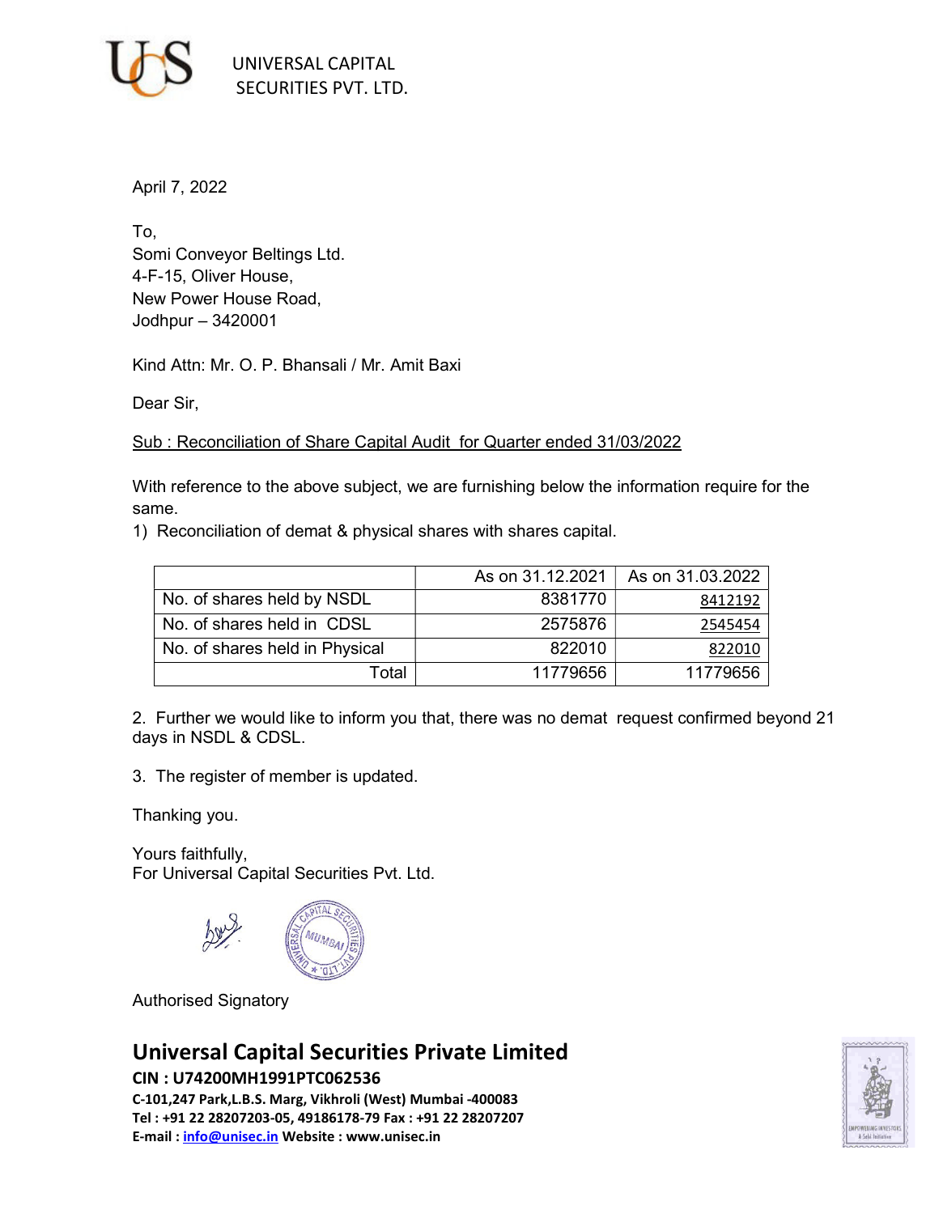UNIVERSAL CAPITAL SECURITIES PVT. LTD.

April 7, 2022

To,
Somi Conveyor Beltings Ltd.
4-F-15, Oliver House,
New Power House Road,
Jodhpur – 3420001

Kind Attn: Mr. O. P. Bhansali / Mr. Amit Baxi

Dear Sir,

Sub : Reconciliation of Share Capital Audit for Quarter ended 31/03/2022

With reference to the above subject, we are furnishing below the information require for the same.

1) Reconciliation of demat & physical shares with shares capital.

| | As on 31.12.2021 | As on 31.03.2022 |
|---|---|---|
| No. of shares held by NSDL | 8381770 | 8412192 |
| No. of shares held in CDSL | 2575876 | 2545454 |
| No. of shares held in Physical | 822010 | 822010 |
| Total | 11779656 | 11779656 |

2. Further we would like to inform you that, there was no demat request confirmed beyond 21 days in NSDL & CDSL.

3. The register of member is updated.

Thanking you.

Yours faithfully,
For Universal Capital Securities Pvt. Ltd.

Authorised Signatory

**Universal Capital Securities Private Limited**
**CIN : U74200MH1991PTC062536**
**C-101,247 Park,L.B.S. Marg, Vikhroli (West) Mumbai -400083**
**Tel : +91 22 28207203-05, 49186178-79 Fax : +91 22 28207207**
**E-mail : info@unisec.in Website : www.unisec.in**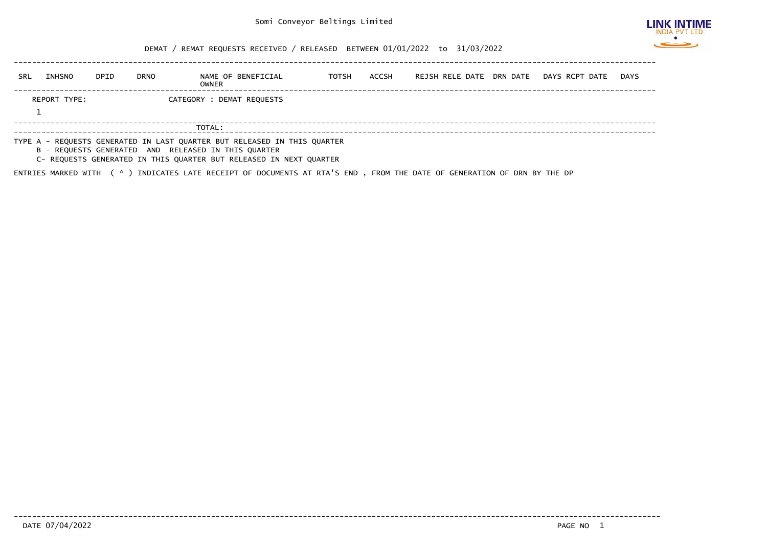Somi Conveyor Beltings Limited

LINK INTIME
INDIA PVT LTD

DEMAT / REMAT REQUESTS RECEIVED / RELEASED BETWEEN 01/01/2022 to 31/03/2022

| SRL | INHSNO | DPID | DRNO | NAME OF BENEFICIAL OWNER | TOTSH | ACCSH | REJSH | RELE DATE | DRN DATE | DAYS | RCPT DATE | DAYS |
|---|---|---|---|---|---|---|---|---|---|---|---|---|
| REPORT TYPE: | | | | CATEGORY : DEMAT REQUESTS | | | | | | | | |
| 1 | | | | | | | | | | | | |
| | | | | TOTAL: | | | | | | | | |

TYPE A - REQUESTS GENERATED IN LAST QUARTER BUT RELEASED IN THIS QUARTER
B - REQUESTS GENERATED AND RELEASED IN THIS QUARTER
C- REQUESTS GENERATED IN THIS QUARTER BUT RELEASED IN NEXT QUARTER

ENTRIES MARKED WITH ( * ) INDICATES LATE RECEIPT OF DOCUMENTS AT RTA'S END , FROM THE DATE OF GENERATION OF DRN BY THE DP

DATE 07/04/2022